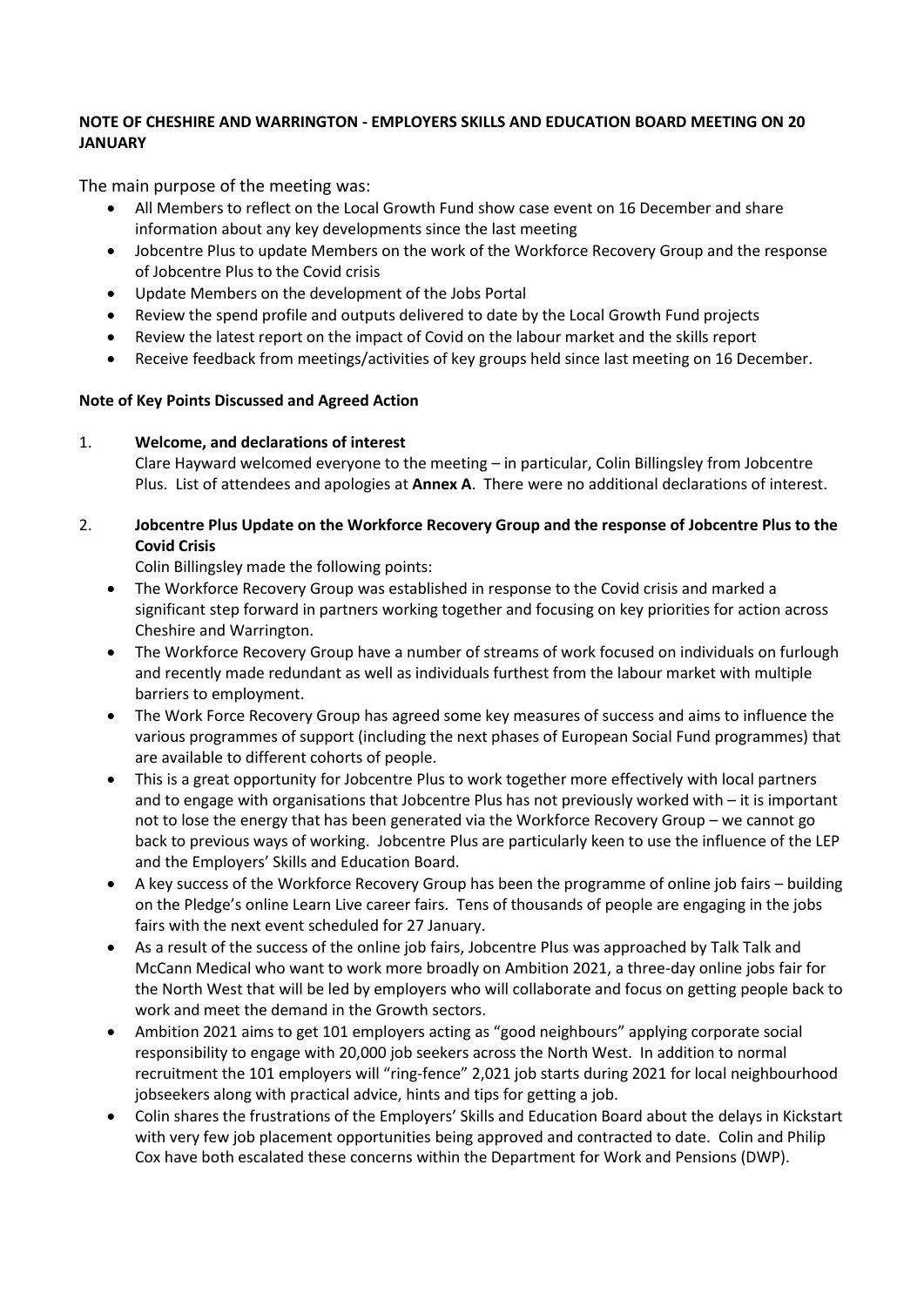**NOTE OF CHESHIRE AND WARRINGTON - EMPLOYERS SKILLS AND EDUCATION BOARD MEETING ON 20 JANUARY**

The main purpose of the meeting was:

- All Members to reflect on the Local Growth Fund show case event on 16 December and share information about any key developments since the last meeting
- Jobcentre Plus to update Members on the work of the Workforce Recovery Group and the response of Jobcentre Plus to the Covid crisis
- Update Members on the development of the Jobs Portal
- Review the spend profile and outputs delivered to date by the Local Growth Fund projects
- Review the latest report on the impact of Covid on the labour market and the skills report
- Receive feedback from meetings/activities of key groups held since last meeting on 16 December.

**Note of Key Points Discussed and Agreed Action**

1. **Welcome, and declarations of interest**

   Clare Hayward welcomed everyone to the meeting – in particular, Colin Billingsley from Jobcentre Plus. List of attendees and apologies at **Annex A**. There were no additional declarations of interest.

2. **Jobcentre Plus Update on the Workforce Recovery Group and the response of Jobcentre Plus to the Covid Crisis**

   Colin Billingsley made the following points:

   - The Workforce Recovery Group was established in response to the Covid crisis and marked a significant step forward in partners working together and focusing on key priorities for action across Cheshire and Warrington.
   - The Workforce Recovery Group have a number of streams of work focused on individuals on furlough and recently made redundant as well as individuals furthest from the labour market with multiple barriers to employment.
   - The Work Force Recovery Group has agreed some key measures of success and aims to influence the various programmes of support (including the next phases of European Social Fund programmes) that are available to different cohorts of people.
   - This is a great opportunity for Jobcentre Plus to work together more effectively with local partners and to engage with organisations that Jobcentre Plus has not previously worked with – it is important not to lose the energy that has been generated via the Workforce Recovery Group – we cannot go back to previous ways of working. Jobcentre Plus are particularly keen to use the influence of the LEP and the Employers' Skills and Education Board.
   - A key success of the Workforce Recovery Group has been the programme of online job fairs – building on the Pledge's online Learn Live career fairs. Tens of thousands of people are engaging in the jobs fairs with the next event scheduled for 27 January.
   - As a result of the success of the online job fairs, Jobcentre Plus was approached by Talk Talk and McCann Medical who want to work more broadly on Ambition 2021, a three-day online jobs fair for the North West that will be led by employers who will collaborate and focus on getting people back to work and meet the demand in the Growth sectors.
   - Ambition 2021 aims to get 101 employers acting as "good neighbours" applying corporate social responsibility to engage with 20,000 job seekers across the North West. In addition to normal recruitment the 101 employers will "ring-fence" 2,021 job starts during 2021 for local neighbourhood jobseekers along with practical advice, hints and tips for getting a job.
   - Colin shares the frustrations of the Employers' Skills and Education Board about the delays in Kickstart with very few job placement opportunities being approved and contracted to date. Colin and Philip Cox have both escalated these concerns within the Department for Work and Pensions (DWP).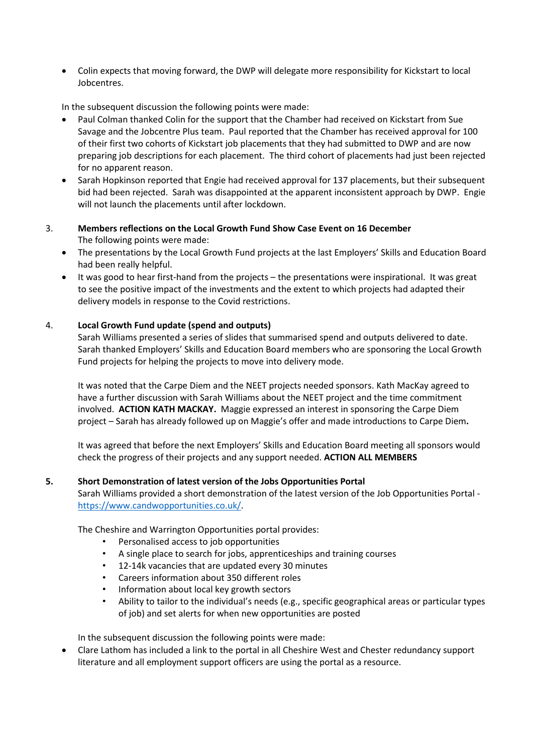- Colin expects that moving forward, the DWP will delegate more responsibility for Kickstart to local Jobcentres.

In the subsequent discussion the following points were made:

- Paul Colman thanked Colin for the support that the Chamber had received on Kickstart from Sue Savage and the Jobcentre Plus team. Paul reported that the Chamber has received approval for 100 of their first two cohorts of Kickstart job placements that they had submitted to DWP and are now preparing job descriptions for each placement. The third cohort of placements had just been rejected for no apparent reason.
- Sarah Hopkinson reported that Engie had received approval for 137 placements, but their subsequent bid had been rejected. Sarah was disappointed at the apparent inconsistent approach by DWP. Engie will not launch the placements until after lockdown.

3. **Members reflections on the Local Growth Fund Show Case Event on 16 December**

The following points were made:

- The presentations by the Local Growth Fund projects at the last Employers' Skills and Education Board had been really helpful.
- It was good to hear first-hand from the projects – the presentations were inspirational. It was great to see the positive impact of the investments and the extent to which projects had adapted their delivery models in response to the Covid restrictions.

4. **Local Growth Fund update (spend and outputs)**

Sarah Williams presented a series of slides that summarised spend and outputs delivered to date. Sarah thanked Employers' Skills and Education Board members who are sponsoring the Local Growth Fund projects for helping the projects to move into delivery mode.

It was noted that the Carpe Diem and the NEET projects needed sponsors. Kath MacKay agreed to have a further discussion with Sarah Williams about the NEET project and the time commitment involved. **ACTION KATH MACKAY.** Maggie expressed an interest in sponsoring the Carpe Diem project – Sarah has already followed up on Maggie's offer and made introductions to Carpe Diem**.**

It was agreed that before the next Employers' Skills and Education Board meeting all sponsors would check the progress of their projects and any support needed. **ACTION ALL MEMBERS**

**5. Short Demonstration of latest version of the Jobs Opportunities Portal**

Sarah Williams provided a short demonstration of the latest version of the Job Opportunities Portal - https://www.candwopportunities.co.uk/.

The Cheshire and Warrington Opportunities portal provides:

- Personalised access to job opportunities
- A single place to search for jobs, apprenticeships and training courses
- 12-14k vacancies that are updated every 30 minutes
- Careers information about 350 different roles
- Information about local key growth sectors
- Ability to tailor to the individual's needs (e.g., specific geographical areas or particular types of job) and set alerts for when new opportunities are posted

In the subsequent discussion the following points were made:

- Clare Lathom has included a link to the portal in all Cheshire West and Chester redundancy support literature and all employment support officers are using the portal as a resource.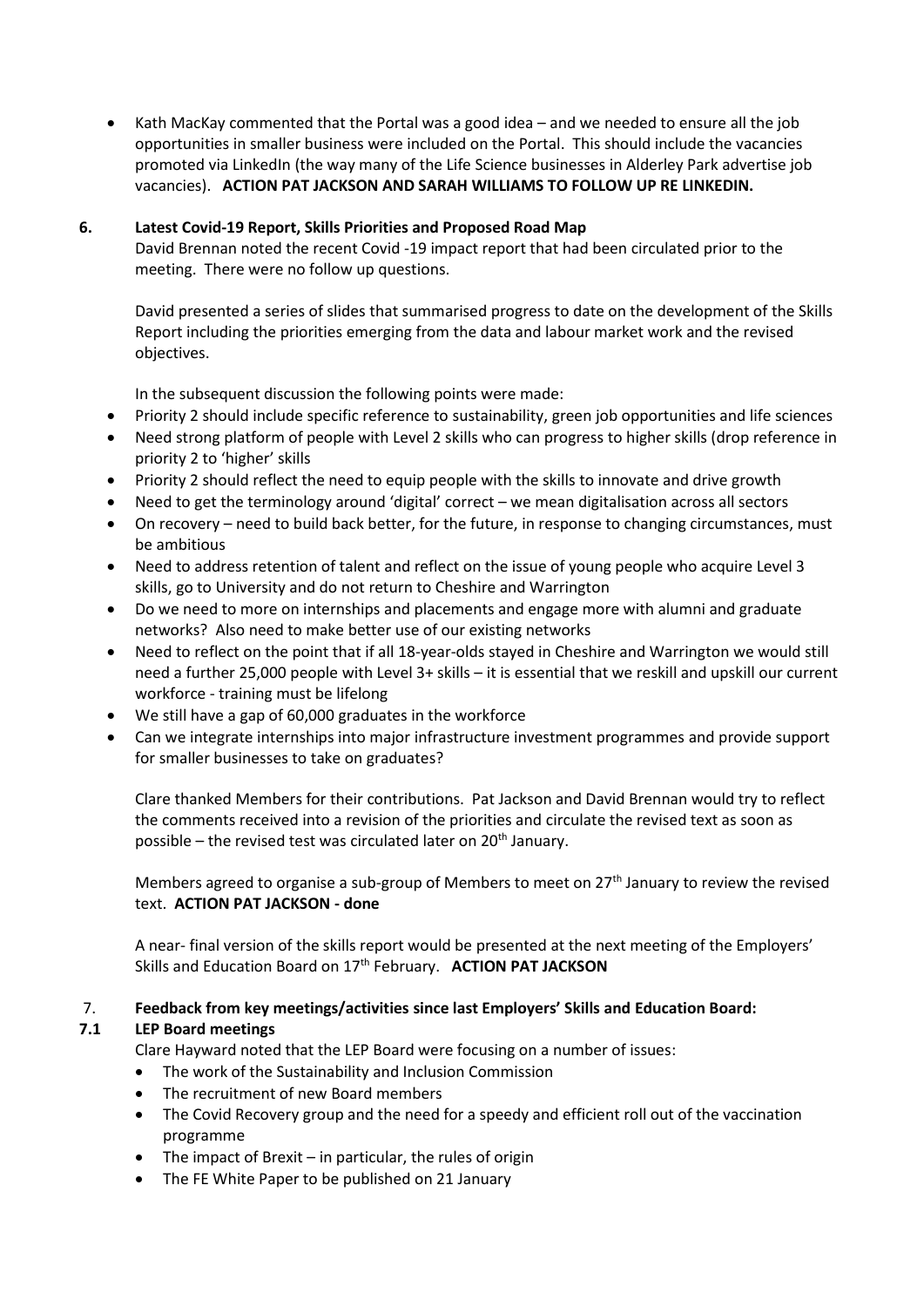- Kath MacKay commented that the Portal was a good idea – and we needed to ensure all the job opportunities in smaller business were included on the Portal. This should include the vacancies promoted via LinkedIn (the way many of the Life Science businesses in Alderley Park advertise job vacancies). **ACTION PAT JACKSON AND SARAH WILLIAMS TO FOLLOW UP RE LINKEDIN.**

## 6. Latest Covid-19 Report, Skills Priorities and Proposed Road Map

David Brennan noted the recent Covid -19 impact report that had been circulated prior to the meeting. There were no follow up questions.

David presented a series of slides that summarised progress to date on the development of the Skills Report including the priorities emerging from the data and labour market work and the revised objectives.

In the subsequent discussion the following points were made:

- Priority 2 should include specific reference to sustainability, green job opportunities and life sciences
- Need strong platform of people with Level 2 skills who can progress to higher skills (drop reference in priority 2 to 'higher' skills
- Priority 2 should reflect the need to equip people with the skills to innovate and drive growth
- Need to get the terminology around 'digital' correct – we mean digitalisation across all sectors
- On recovery – need to build back better, for the future, in response to changing circumstances, must be ambitious
- Need to address retention of talent and reflect on the issue of young people who acquire Level 3 skills, go to University and do not return to Cheshire and Warrington
- Do we need to more on internships and placements and engage more with alumni and graduate networks? Also need to make better use of our existing networks
- Need to reflect on the point that if all 18-year-olds stayed in Cheshire and Warrington we would still need a further 25,000 people with Level 3+ skills – it is essential that we reskill and upskill our current workforce - training must be lifelong
- We still have a gap of 60,000 graduates in the workforce
- Can we integrate internships into major infrastructure investment programmes and provide support for smaller businesses to take on graduates?

Clare thanked Members for their contributions. Pat Jackson and David Brennan would try to reflect the comments received into a revision of the priorities and circulate the revised text as soon as possible – the revised test was circulated later on 20th January.

Members agreed to organise a sub-group of Members to meet on 27th January to review the revised text. **ACTION PAT JACKSON - done**

A near- final version of the skills report would be presented at the next meeting of the Employers' Skills and Education Board on 17th February. **ACTION PAT JACKSON**

## 7. Feedback from key meetings/activities since last Employers' Skills and Education Board:

### 7.1 LEP Board meetings

Clare Hayward noted that the LEP Board were focusing on a number of issues:

- The work of the Sustainability and Inclusion Commission
- The recruitment of new Board members
- The Covid Recovery group and the need for a speedy and efficient roll out of the vaccination programme
- The impact of Brexit – in particular, the rules of origin
- The FE White Paper to be published on 21 January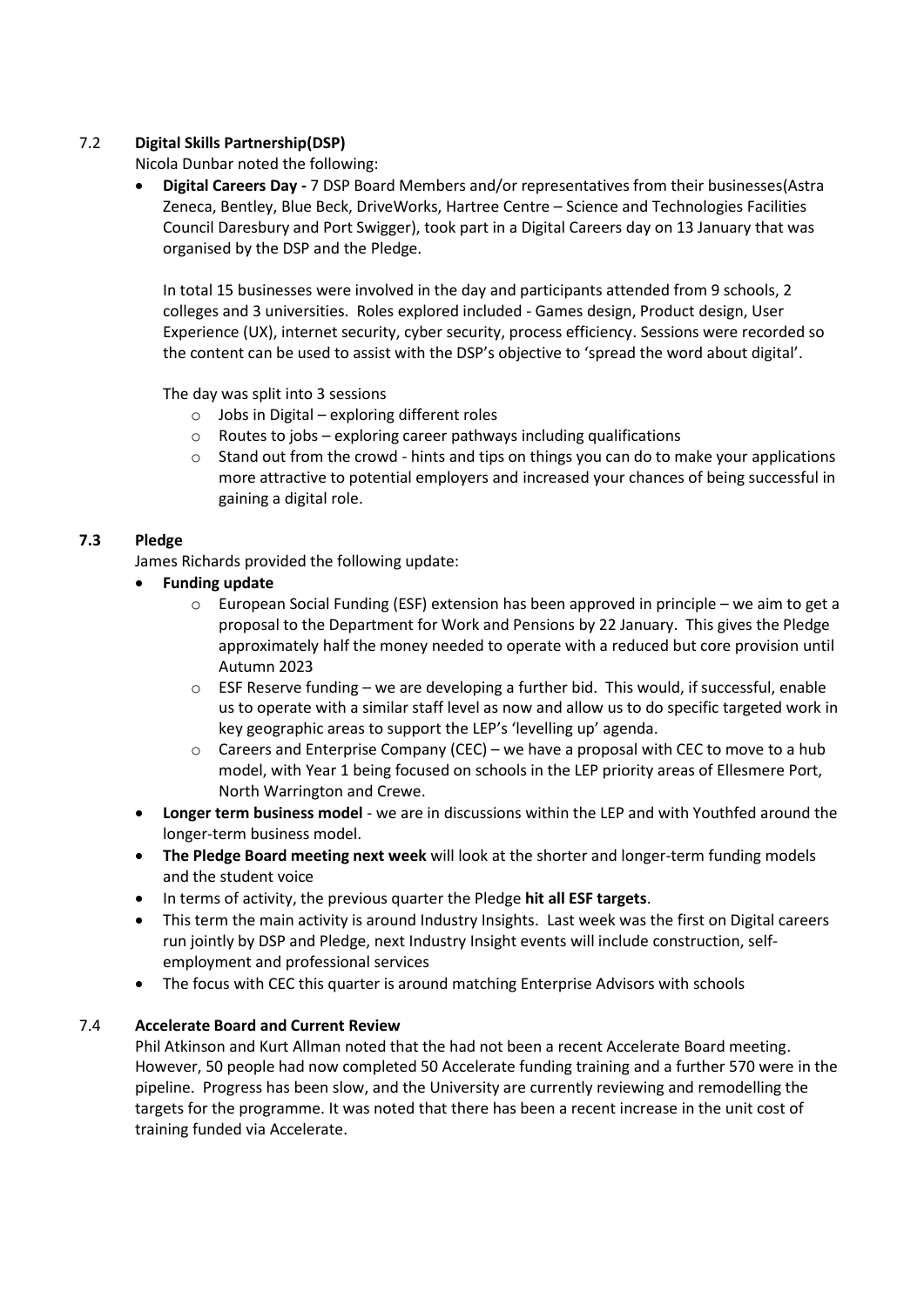7.2 **Digital Skills Partnership(DSP)**

Nicola Dunbar noted the following:

- **Digital Careers Day -** 7 DSP Board Members and/or representatives from their businesses(Astra Zeneca, Bentley, Blue Beck, DriveWorks, Hartree Centre – Science and Technologies Facilities Council Daresbury and Port Swigger), took part in a Digital Careers day on 13 January that was organised by the DSP and the Pledge.

  In total 15 businesses were involved in the day and participants attended from 9 schools, 2 colleges and 3 universities. Roles explored included - Games design, Product design, User Experience (UX), internet security, cyber security, process efficiency. Sessions were recorded so the content can be used to assist with the DSP's objective to 'spread the word about digital'.

  The day was split into 3 sessions
  - Jobs in Digital – exploring different roles
  - Routes to jobs – exploring career pathways including qualifications
  - Stand out from the crowd - hints and tips on things you can do to make your applications more attractive to potential employers and increased your chances of being successful in gaining a digital role.

**7.3 Pledge**

James Richards provided the following update:

- **Funding update**
  - European Social Funding (ESF) extension has been approved in principle – we aim to get a proposal to the Department for Work and Pensions by 22 January. This gives the Pledge approximately half the money needed to operate with a reduced but core provision until Autumn 2023
  - ESF Reserve funding – we are developing a further bid. This would, if successful, enable us to operate with a similar staff level as now and allow us to do specific targeted work in key geographic areas to support the LEP's 'levelling up' agenda.
  - Careers and Enterprise Company (CEC) – we have a proposal with CEC to move to a hub model, with Year 1 being focused on schools in the LEP priority areas of Ellesmere Port, North Warrington and Crewe.
- **Longer term business model** - we are in discussions within the LEP and with Youthfed around the longer-term business model.
- **The Pledge Board meeting next week** will look at the shorter and longer-term funding models and the student voice
- In terms of activity, the previous quarter the Pledge **hit all ESF targets**.
- This term the main activity is around Industry Insights. Last week was the first on Digital careers run jointly by DSP and Pledge, next Industry Insight events will include construction, self-employment and professional services
- The focus with CEC this quarter is around matching Enterprise Advisors with schools

7.4 **Accelerate Board and Current Review**

Phil Atkinson and Kurt Allman noted that the had not been a recent Accelerate Board meeting. However, 50 people had now completed 50 Accelerate funding training and a further 570 were in the pipeline. Progress has been slow, and the University are currently reviewing and remodelling the targets for the programme. It was noted that there has been a recent increase in the unit cost of training funded via Accelerate.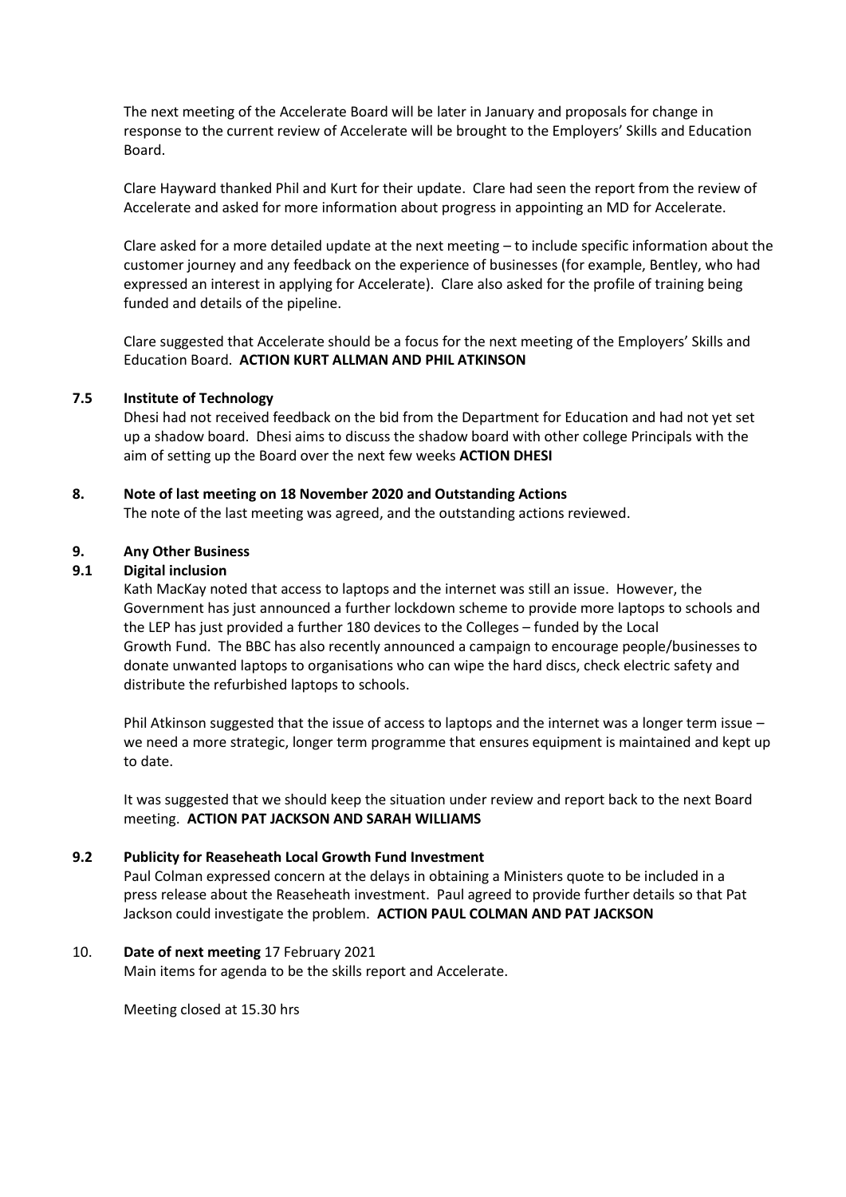The next meeting of the Accelerate Board will be later in January and proposals for change in response to the current review of Accelerate will be brought to the Employers' Skills and Education Board.

Clare Hayward thanked Phil and Kurt for their update. Clare had seen the report from the review of Accelerate and asked for more information about progress in appointing an MD for Accelerate.

Clare asked for a more detailed update at the next meeting – to include specific information about the customer journey and any feedback on the experience of businesses (for example, Bentley, who had expressed an interest in applying for Accelerate). Clare also asked for the profile of training being funded and details of the pipeline.

Clare suggested that Accelerate should be a focus for the next meeting of the Employers' Skills and Education Board. **ACTION KURT ALLMAN AND PHIL ATKINSON**

### 7.5 Institute of Technology

Dhesi had not received feedback on the bid from the Department for Education and had not yet set up a shadow board. Dhesi aims to discuss the shadow board with other college Principals with the aim of setting up the Board over the next few weeks **ACTION DHESI**

## 8. Note of last meeting on 18 November 2020 and Outstanding Actions

The note of the last meeting was agreed, and the outstanding actions reviewed.

## 9. Any Other Business

### 9.1 Digital inclusion

Kath MacKay noted that access to laptops and the internet was still an issue. However, the Government has just announced a further lockdown scheme to provide more laptops to schools and the LEP has just provided a further 180 devices to the Colleges – funded by the Local Growth Fund. The BBC has also recently announced a campaign to encourage people/businesses to donate unwanted laptops to organisations who can wipe the hard discs, check electric safety and distribute the refurbished laptops to schools.

Phil Atkinson suggested that the issue of access to laptops and the internet was a longer term issue – we need a more strategic, longer term programme that ensures equipment is maintained and kept up to date.

It was suggested that we should keep the situation under review and report back to the next Board meeting. **ACTION PAT JACKSON AND SARAH WILLIAMS**

### 9.2 Publicity for Reaseheath Local Growth Fund Investment

Paul Colman expressed concern at the delays in obtaining a Ministers quote to be included in a press release about the Reaseheath investment. Paul agreed to provide further details so that Pat Jackson could investigate the problem. **ACTION PAUL COLMAN AND PAT JACKSON**

## 10. Date of next meeting 17 February 2021

Main items for agenda to be the skills report and Accelerate.

Meeting closed at 15.30 hrs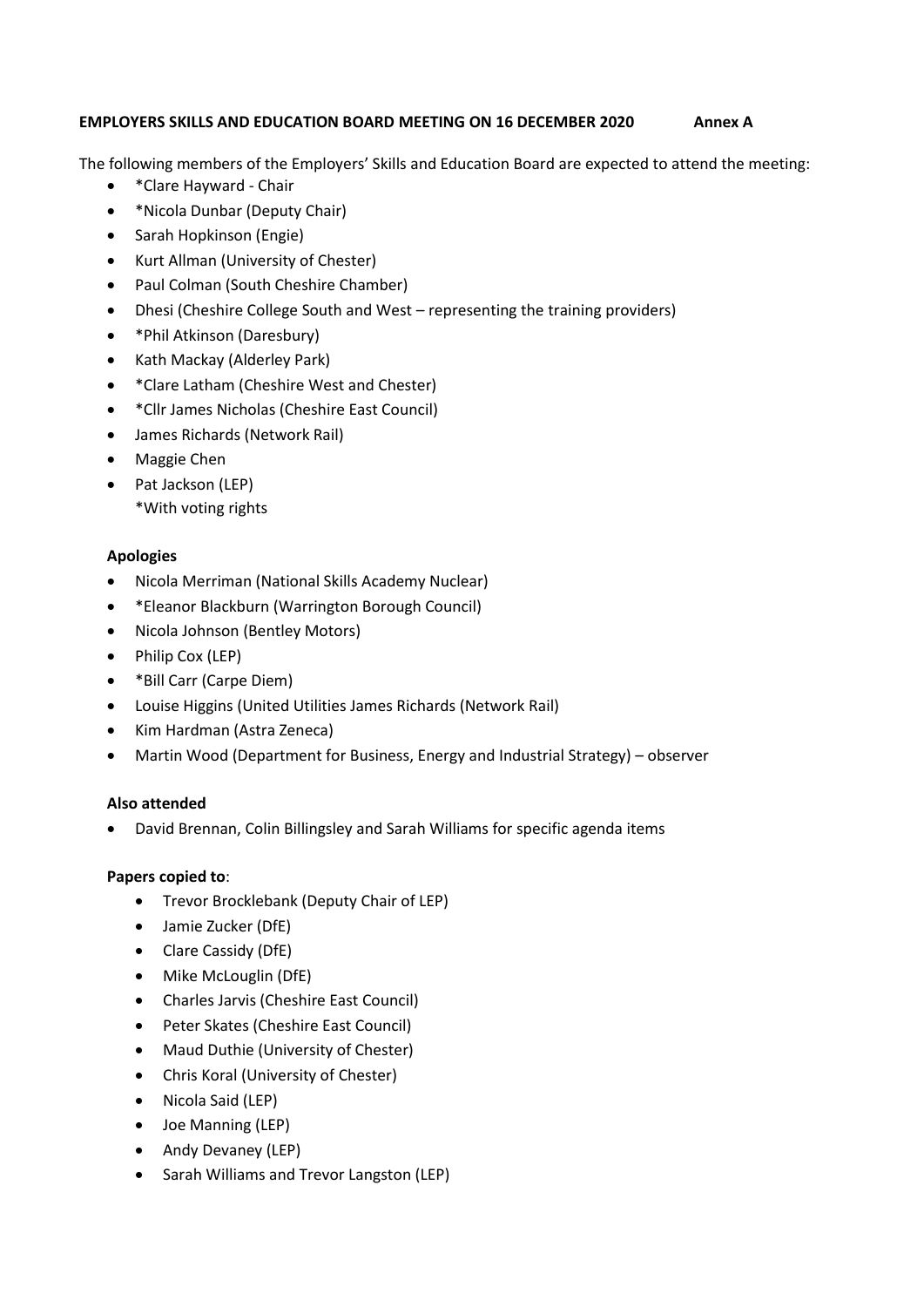**EMPLOYERS SKILLS AND EDUCATION BOARD MEETING ON 16 DECEMBER 2020 Annex A**

The following members of the Employers' Skills and Education Board are expected to attend the meeting:

- *Clare Hayward - Chair
- *Nicola Dunbar (Deputy Chair)
- Sarah Hopkinson (Engie)
- Kurt Allman (University of Chester)
- Paul Colman (South Cheshire Chamber)
- Dhesi (Cheshire College South and West – representing the training providers)
- *Phil Atkinson (Daresbury)
- Kath Mackay (Alderley Park)
- *Clare Latham (Cheshire West and Chester)
- *Cllr James Nicholas (Cheshire East Council)
- James Richards (Network Rail)
- Maggie Chen
- Pat Jackson (LEP)

*With voting rights

**Apologies**

- Nicola Merriman (National Skills Academy Nuclear)
- *Eleanor Blackburn (Warrington Borough Council)
- Nicola Johnson (Bentley Motors)
- Philip Cox (LEP)
- *Bill Carr (Carpe Diem)
- Louise Higgins (United Utilities James Richards (Network Rail)
- Kim Hardman (Astra Zeneca)
- Martin Wood (Department for Business, Energy and Industrial Strategy) – observer

**Also attended**

- David Brennan, Colin Billingsley and Sarah Williams for specific agenda items

**Papers copied to**:

- Trevor Brocklebank (Deputy Chair of LEP)
- Jamie Zucker (DfE)
- Clare Cassidy (DfE)
- Mike McLouglin (DfE)
- Charles Jarvis (Cheshire East Council)
- Peter Skates (Cheshire East Council)
- Maud Duthie (University of Chester)
- Chris Koral (University of Chester)
- Nicola Said (LEP)
- Joe Manning (LEP)
- Andy Devaney (LEP)
- Sarah Williams and Trevor Langston (LEP)